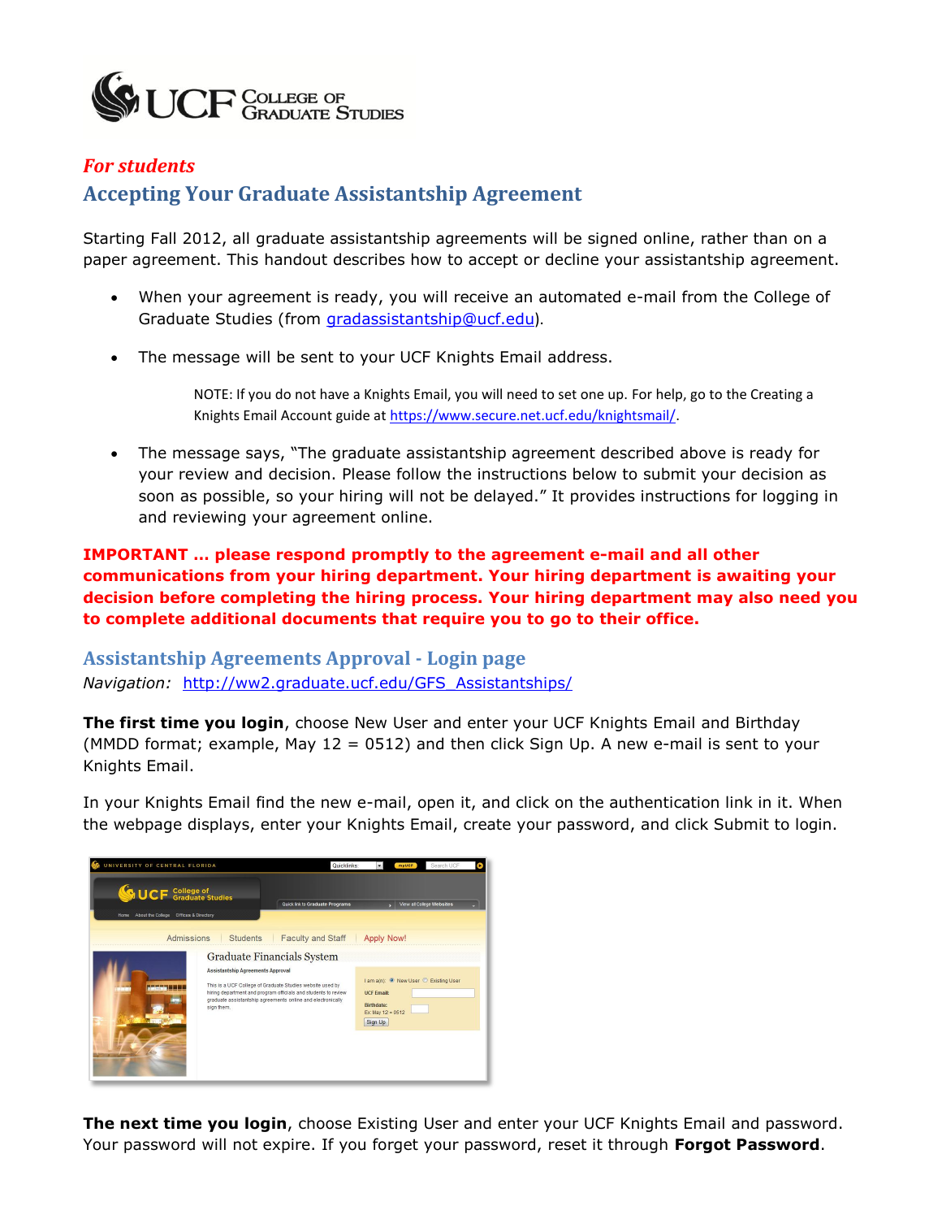UCF College of Graduate Studies

***For students***

## Accepting Your Graduate Assistantship Agreement

Starting Fall 2012, all graduate assistantship agreements will be signed online, rather than on a paper agreement. This handout describes how to accept or decline your assistantship agreement.

- When your agreement is ready, you will receive an automated e-mail from the College of Graduate Studies (from gradassistantship@ucf.edu).
- The message will be sent to your UCF Knights Email address.

  NOTE: If you do not have a Knights Email, you will need to set one up. For help, go to the Creating a Knights Email Account guide at https://www.secure.net.ucf.edu/knightsmail/.

- The message says, "The graduate assistantship agreement described above is ready for your review and decision. Please follow the instructions below to submit your decision as soon as possible, so your hiring will not be delayed." It provides instructions for logging in and reviewing your agreement online.

**IMPORTANT … please respond promptly to the agreement e-mail and all other communications from your hiring department. Your hiring department is awaiting your decision before completing the hiring process. Your hiring department may also need you to complete additional documents that require you to go to their office.**

### Assistantship Agreements Approval - Login page

*Navigation:* http://ww2.graduate.ucf.edu/GFS_Assistantships/

**The first time you login**, choose New User and enter your UCF Knights Email and Birthday (MMDD format; example, May 12 = 0512) and then click Sign Up. A new e-mail is sent to your Knights Email.

In your Knights Email find the new e-mail, open it, and click on the authentication link in it. When the webpage displays, enter your Knights Email, create your password, and click Submit to login.

**The next time you login**, choose Existing User and enter your UCF Knights Email and password. Your password will not expire. If you forget your password, reset it through **Forgot Password**.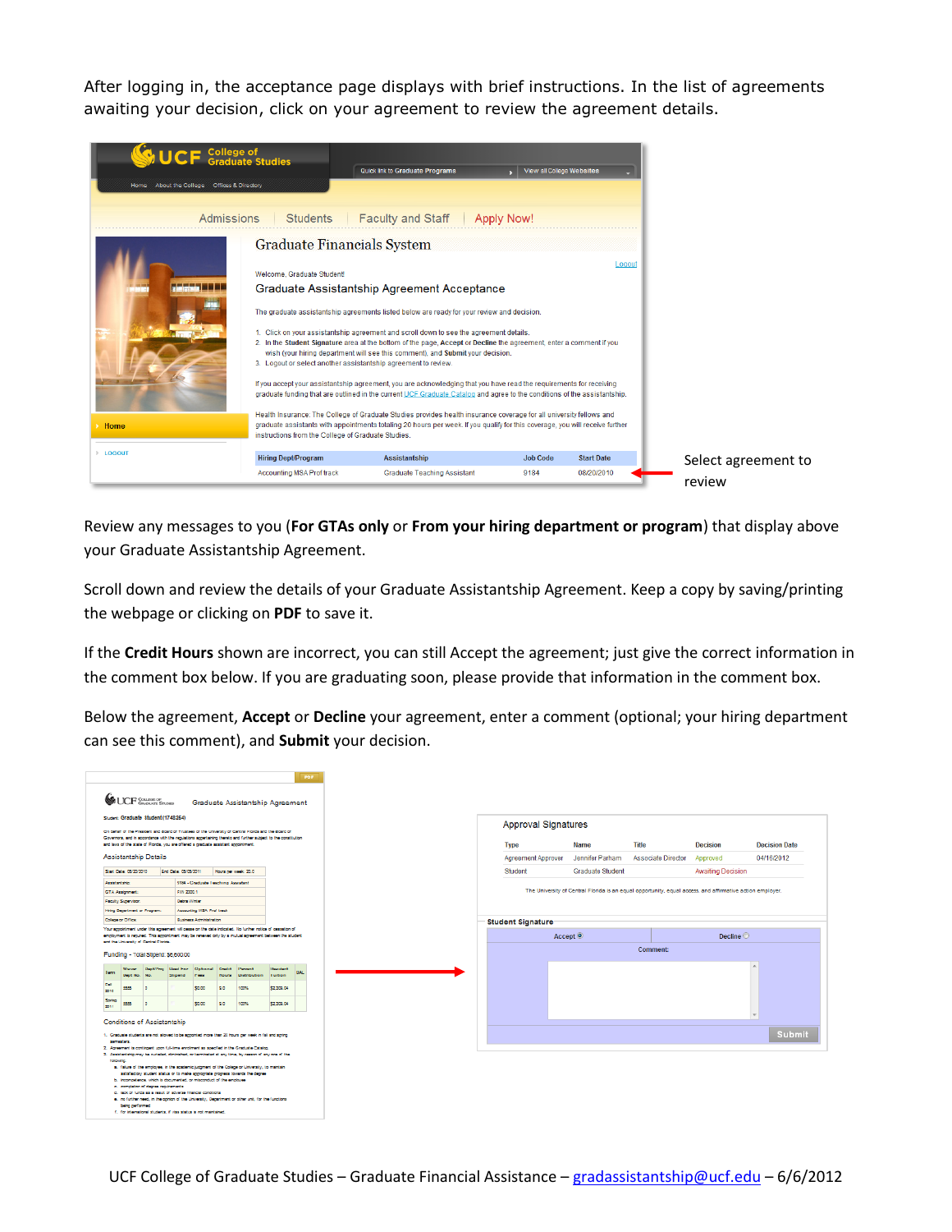After logging in, the acceptance page displays with brief instructions. In the list of agreements awaiting your decision, click on your agreement to review the agreement details.

Select agreement to review

Review any messages to you (**For GTAs only** or **From your hiring department or program**) that display above your Graduate Assistantship Agreement.

Scroll down and review the details of your Graduate Assistantship Agreement. Keep a copy by saving/printing the webpage or clicking on **PDF** to save it.

If the **Credit Hours** shown are incorrect, you can still Accept the agreement; just give the correct information in the comment box below. If you are graduating soon, please provide that information in the comment box.

Below the agreement, **Accept** or **Decline** your agreement, enter a comment (optional; your hiring department can see this comment), and **Submit** your decision.

UCF College of Graduate Studies – Graduate Financial Assistance – gradassistantship@ucf.edu – 6/6/2012